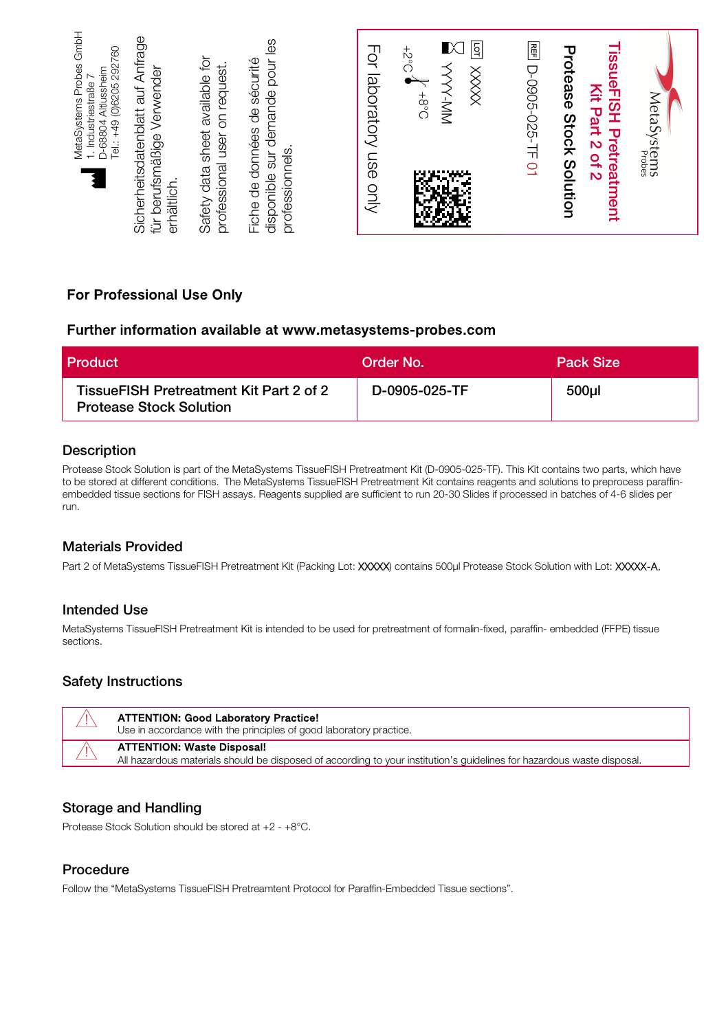MetaSystems Probes GmbH
1. Industriestraße 7
D-68804 Altlussheim
Tel.: +49 (0)6205 292760

Sicherheitsdatenblatt auf Anfrage für berufsmäßige Verwender erhältlich.

Safety data sheet available for professional user on request.

Fiche de données de sécurité disponible sur demande pour les professionnels.

MetaSystems Probes

**TissueFISH Pretreatment Kit Part 2 of 2**

**Protease Stock Solution**

REF D-0905-025-TF 01

LOT XXXXX

YYYY-MM

+2°C – +8°C

For laboratory use only

**For Professional Use Only**

**Further information available at www.metasystems-probes.com**

| Product | Order No. | Pack Size |
|---|---|---|
| TissueFISH Pretreatment Kit Part 2 of 2 Protease Stock Solution | D-0905-025-TF | 500µl |

## Description

Protease Stock Solution is part of the MetaSystems TissueFISH Pretreatment Kit (D-0905-025-TF). This Kit contains two parts, which have to be stored at different conditions. The MetaSystems TissueFISH Pretreatment Kit contains reagents and solutions to preprocess paraffin-embedded tissue sections for FISH assays. Reagents supplied are sufficient to run 20-30 Slides if processed in batches of 4-6 slides per run.

## Materials Provided

Part 2 of MetaSystems TissueFISH Pretreatment Kit (Packing Lot: XXXXX) contains 500µl Protease Stock Solution with Lot: XXXXX-A.

## Intended Use

MetaSystems TissueFISH Pretreatment Kit is intended to be used for pretreatment of formalin-fixed, paraffin- embedded (FFPE) tissue sections.

## Safety Instructions

**ATTENTION: Good Laboratory Practice!**
Use in accordance with the principles of good laboratory practice.

**ATTENTION: Waste Disposal!**
All hazardous materials should be disposed of according to your institution's guidelines for hazardous waste disposal.

## Storage and Handling

Protease Stock Solution should be stored at +2 - +8°C.

## Procedure

Follow the "MetaSystems TissueFISH Pretreamtent Protocol for Paraffin-Embedded Tissue sections".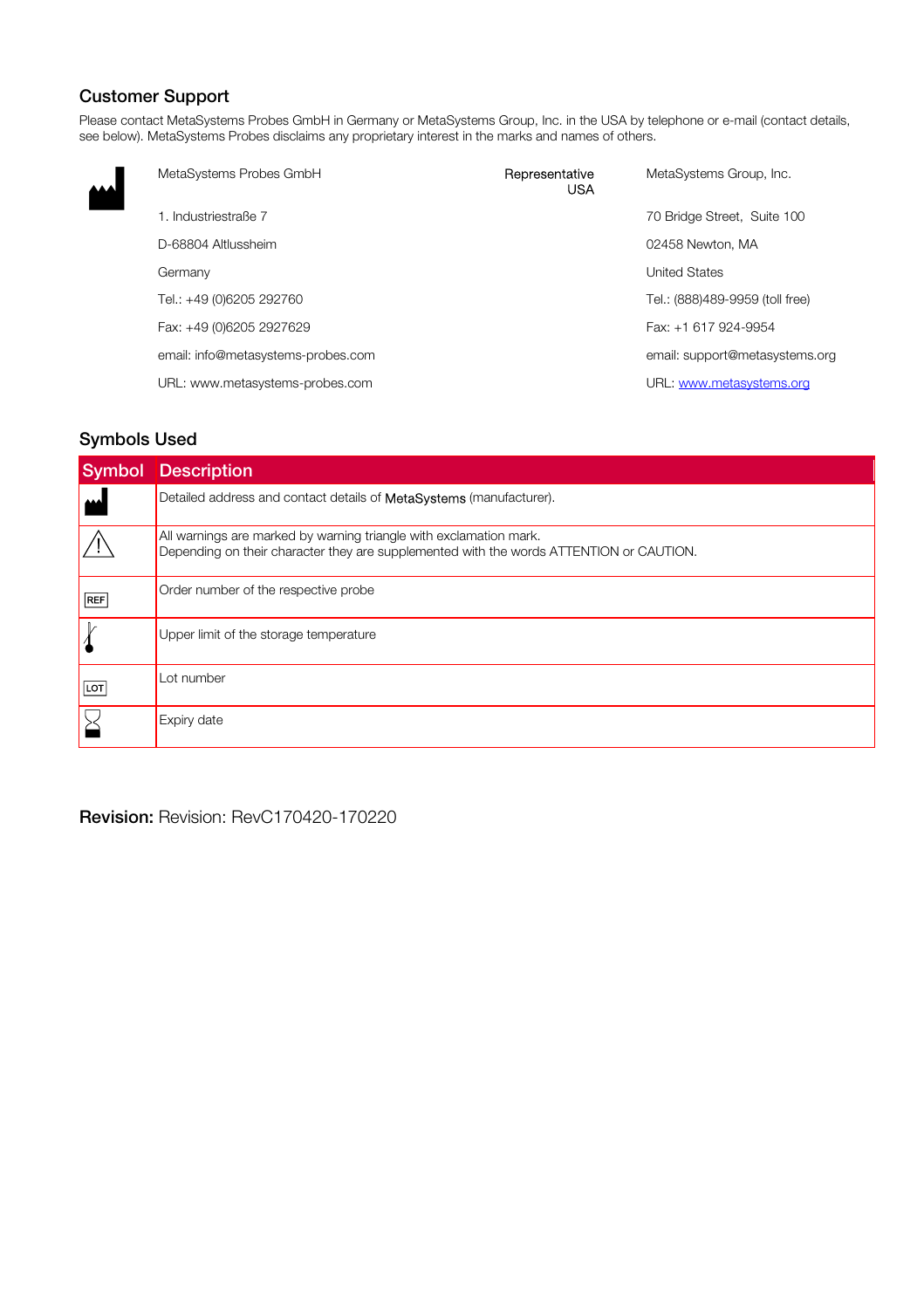## Customer Support

Please contact MetaSystems Probes GmbH in Germany or MetaSystems Group, Inc. in the USA by telephone or e-mail (contact details, see below). MetaSystems Probes disclaims any proprietary interest in the marks and names of others.

| | | | |
|---|---|---|---|
| | MetaSystems Probes GmbH | Representative USA | MetaSystems Group, Inc. |
| | 1. Industriestraße 7 | | 70 Bridge Street, Suite 100 |
| | D-68804 Altlussheim | | 02458 Newton, MA |
| | Germany | | United States |
| | Tel.: +49 (0)6205 292760 | | Tel.: (888)489-9959 (toll free) |
| | Fax: +49 (0)6205 2927629 | | Fax: +1 617 924-9954 |
| | email: info@metasystems-probes.com | | email: support@metasystems.org |
| | URL: www.metasystems-probes.com | | URL: www.metasystems.org |

## Symbols Used

| Symbol | Description |
|---|---|
| | Detailed address and contact details of MetaSystems (manufacturer). |
| ⚠ | All warnings are marked by warning triangle with exclamation mark.<br>Depending on their character they are supplemented with the words ATTENTION or CAUTION. |
| REF | Order number of the respective probe |
| | Upper limit of the storage temperature |
| LOT | Lot number |
| | Expiry date |

**Revision:** Revision: RevC170420-170220